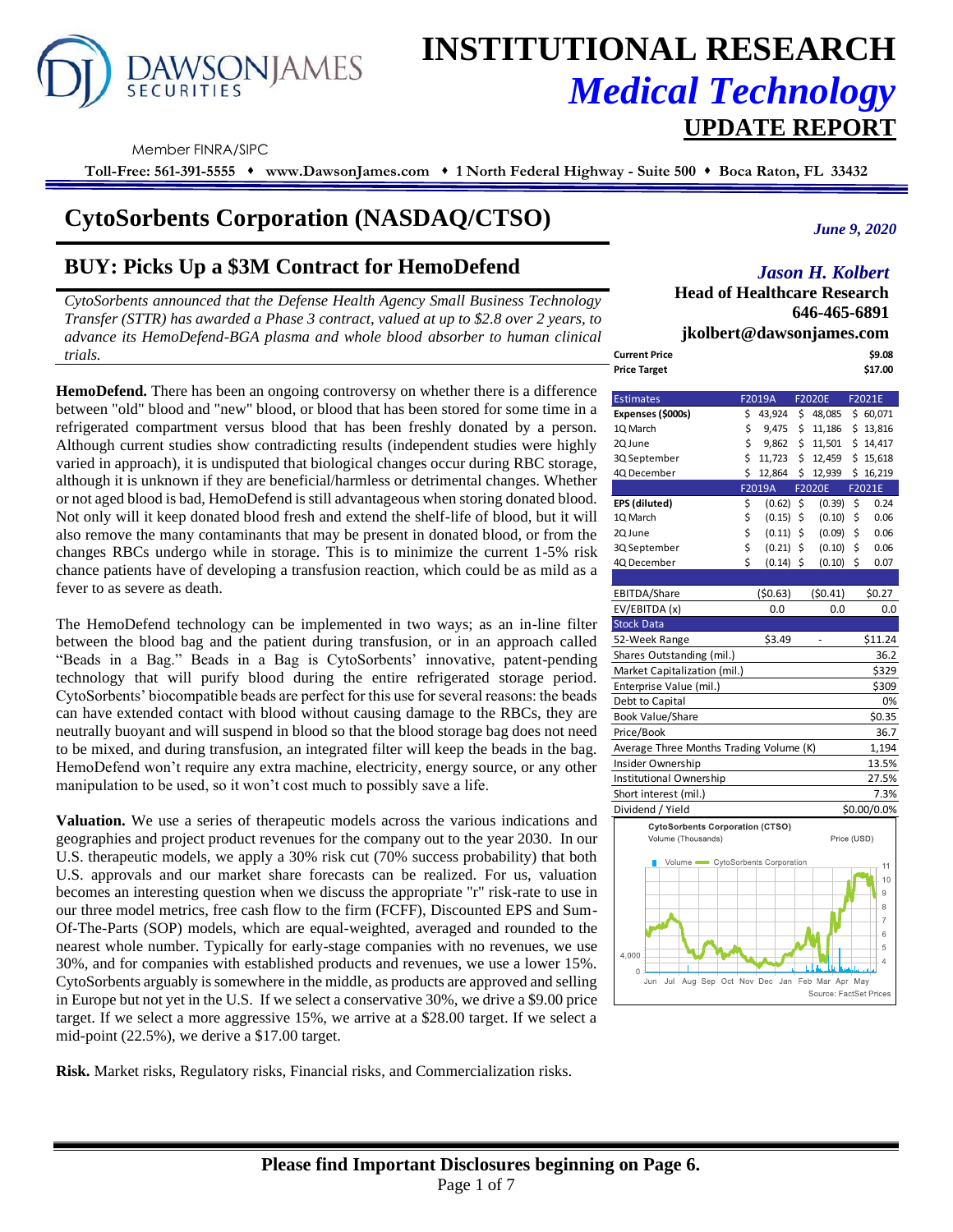# INSTITUTIONAL RESEARCH

## *Medical Technology*

## UPDATE REPORT

Member FINRA/SIPC

**Toll-Free: 561-391-5555 ♦ www.DawsonJames.com ♦ 1 North Federal Highway - Suite 500 ♦ Boca Raton, FL 33432**

# CytoSorbents Corporation (NASDAQ/CTSO)

*June 9, 2020*

## BUY: Picks Up a $3M Contract for HemoDefend

*Jason H. Kolbert*
**Head of Healthcare Research**
**646-465-6891**
**jkolbert@dawsonjames.com**

*CytoSorbents announced that the Defense Health Agency Small Business Technology Transfer (STTR) has awarded a Phase 3 contract, valued at up to $2.8 over 2 years, to advance its HemoDefend-BGA plasma and whole blood absorber to human clinical trials.*

**HemoDefend.** There has been an ongoing controversy on whether there is a difference between "old" blood and "new" blood, or blood that has been stored for some time in a refrigerated compartment versus blood that has been freshly donated by a person. Although current studies show contradicting results (independent studies were highly varied in approach), it is undisputed that biological changes occur during RBC storage, although it is unknown if they are beneficial/harmless or detrimental changes. Whether or not aged blood is bad, HemoDefend is still advantageous when storing donated blood. Not only will it keep donated blood fresh and extend the shelf-life of blood, but it will also remove the many contaminants that may be present in donated blood, or from the changes RBCs undergo while in storage. This is to minimize the current 1-5% risk chance patients have of developing a transfusion reaction, which could be as mild as a fever to as severe as death.

The HemoDefend technology can be implemented in two ways; as an in-line filter between the blood bag and the patient during transfusion, or in an approach called "Beads in a Bag." Beads in a Bag is CytoSorbents' innovative, patent-pending technology that will purify blood during the entire refrigerated storage period. CytoSorbents' biocompatible beads are perfect for this use for several reasons: the beads can have extended contact with blood without causing damage to the RBCs, they are neutrally buoyant and will suspend in blood so that the blood storage bag does not need to be mixed, and during transfusion, an integrated filter will keep the beads in the bag. HemoDefend won't require any extra machine, electricity, energy source, or any other manipulation to be used, so it won't cost much to possibly save a life.

**Valuation.** We use a series of therapeutic models across the various indications and geographies and project product revenues for the company out to the year 2030. In our U.S. therapeutic models, we apply a 30% risk cut (70% success probability) that both U.S. approvals and our market share forecasts can be realized. For us, valuation becomes an interesting question when we discuss the appropriate "r" risk-rate to use in our three model metrics, free cash flow to the firm (FCFF), Discounted EPS and Sum-Of-The-Parts (SOP) models, which are equal-weighted, averaged and rounded to the nearest whole number. Typically for early-stage companies with no revenues, we use 30%, and for companies with established products and revenues, we use a lower 15%. CytoSorbents arguably is somewhere in the middle, as products are approved and selling in Europe but not yet in the U.S. If we select a conservative 30%, we drive a $9.00 price target. If we select a more aggressive 15%, we arrive at a $28.00 target. If we select a mid-point (22.5%), we derive a $17.00 target.

**Risk.** Market risks, Regulatory risks, Financial risks, and Commercialization risks.

| | |
|---|---|
| **Current Price** | **$9.08** |
| **Price Target** | **$17.00** |

| Estimates | F2019A | F2020E | F2021E |
|---|---|---|---|
| **Expenses ($000s)** | $ 43,924 | $ 48,085 | $ 60,071 |
| 1Q March | $ 9,475 | $ 11,186 | $ 13,816 |
| 2Q June | $ 9,862 | $ 11,501 | $ 14,417 |
| 3Q September | $ 11,723 | $ 12,459 | $ 15,618 |
| 4Q December | $ 12,864 | $ 12,939 | $ 16,219 |
| | **F2019A** | **F2020E** | **F2021E** |
| **EPS (diluted)** | $ (0.62) | $ (0.39) | $ 0.24 |
| 1Q March | $ (0.15) | $ (0.10) | $ 0.06 |
| 2Q June | $ (0.11) | $ (0.09) | $ 0.06 |
| 3Q September | $ (0.21) | $ (0.10) | $ 0.06 |
| 4Q December | $ (0.14) | $ (0.10) | $ 0.07 |
| | | | |
| EBITDA/Share | ($0.63) | ($0.41) | $0.27 |
| EV/EBITDA (x) | 0.0 | 0.0 | 0.0 |

| Stock Data | | | |
|---|---|---|---|
| 52-Week Range | $3.49 | - | $11.24 |
| Shares Outstanding (mil.) | | | 36.2 |
| Market Capitalization (mil.) | | | $329 |
| Enterprise Value (mil.) | | | $309 |
| Debt to Capital | | | 0% |
| Book Value/Share | | | $0.35 |
| Price/Book | | | 36.7 |
| Average Three Months Trading Volume (K) | | | 1,194 |
| Insider Ownership | | | 13.5% |
| Institutional Ownership | | | 27.5% |
| Short interest (mil.) | | | 7.3% |
| Dividend / Yield | | | $0.00/0.0% |

**Please find Important Disclosures beginning on Page 6.**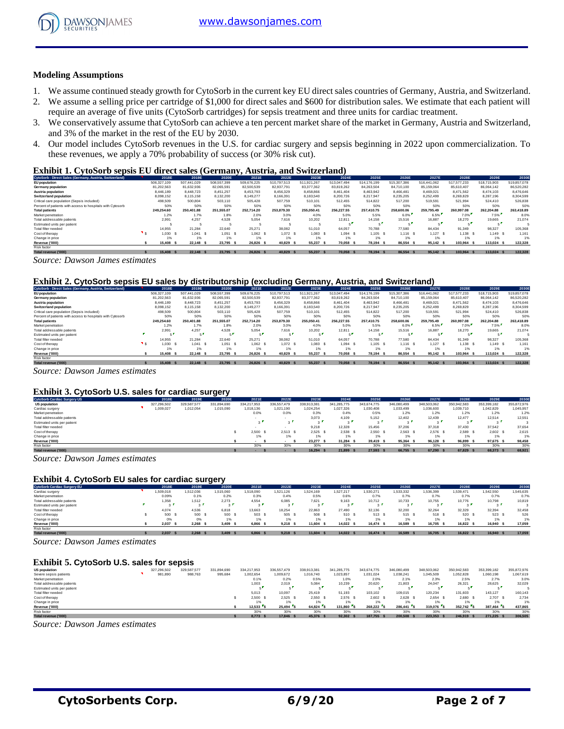## Modeling Assumptions

1. We assume continued steady growth for CytoSorb in the current key EU direct sales countries of Germany, Austria, and Switzerland.
2. We assume a selling price per cartridge of $1,000 for direct sales and $600 for distribution sales. We estimate that each patient will require an average of five units (CytoSorb cartridges) for sepsis treatment and three units for cardiac treatment.
3. We conservatively assume that CytoSorb can achieve a ten percent market share of the market in Germany, Austria and Switzerland, and 3% of the market in the rest of the EU by 2030.
4. Our model includes CytoSorb revenues in the U.S. for cardiac surgery and sepsis beginning in 2022 upon commercialization. To these revenues, we apply a 70% probability of success (or 30% risk cut).

### Exhibit 1. CytoSorb sepsis EU direct sales (Germany, Austria, and Switzerland)

| CytoSorb - Direct Sales (Germany, Austria, Switzerland) | 2018E | 2019E | 2020E | 2021E | 2022E | 2023E | 2024E | 2025E | 2026E | 2027E | 2028E | 2029E | 2030E |
|---|---|---|---|---|---|---|---|---|---|---|---|---|---|
| EU population | 506,327,109 | 507,441,029 | 508,557,399 | 509,676,225 | 510,797,513 | 511,921,267 | 513,047,494 | 514,176,199 | 515,307,386 | 516,441,062 | 517,577,233 | 518,715,903 | 519,857,078 |
| Germany population | 81,202,563 | 81,632,936 | 82,065,591 | 82,500,539 | 82,937,791 | 83,377,362 | 83,819,262 | 84,263,504 | 84,710,100 | 85,159,064 | 85,610,407 | 86,064,142 | 86,520,282 |
| Austria population | 8,446,189 | 8,448,723 | 8,451,257 | 8,453,793 | 8,456,329 | 8,458,866 | 8,461,404 | 8,463,942 | 8,466,481 | 8,469,021 | 8,471,562 | 8,474,103 | 8,476,646 |
| Switzerland population | 8,098,152 | 8,115,158 | 8,132,200 | 8,149,277 | 8,166,391 | 8,183,540 | 8,200,726 | 8,217,947 | 8,235,205 | 8,252,499 | 8,269,829 | 8,287,196 | 8,304,599 |
| Critical care population (Sepsis included) | 498,509 | 500,804 | 503,110 | 505,428 | 507,759 | 510,101 | 512,455 | 514,822 | 517,200 | 519,591 | 521,994 | 524,410 | 526,838 |
| Percent of patients with access to hospitals with Cytosorb | 50% | 50% | 50% | 50% | 50% | 50% | 50% | 50% | 50% | 50% | 50% | 50% | 50% |
| Total patients | 249,254.60 | 250,401.88 | 251,555.07 | 252,714.20 | 253,879.30 | 255,050.41 | 256,227.55 | 257,410.75 | 258,600.06 | 259,795.49 | 260,997.08 | 262,204.88 | 263,418.89 |
| Market penetration | 1.2% | 1.7% | 1.8% | 2.0% | 3.0% | 4.0% | 5.0% | 5.5% | 6.0% | 6.5% | 7.0% | 7.5% | 8.0% |
| Total addressable patients | 2,991 | 4,257 | 4,528 | 5,054 | 7,616 | 10,202 | 12,811 | 14,158 | 15,516 | 16,887 | 18,270 | 19,665 | 21,074 |
| Estimated units per patient | 5 | 5 | 5 | 5 | 5 | 5 | 5 | 5 | 5 | 5 | 5 | 5 | 5 |
| Total filter needed | 14,955 | 21,284 | 22,640 | 25,271 | 38,082 | 51,010 | 64,057 | 70,788 | 77,580 | 84,434 | 91,349 | 98,327 | 105,368 |
| Cost of therapy | $ 1,030 | $ 1,041 | $ 1,051 | $ 1,062 | $ 1,072 | $ 1,083 | $ 1,094 | $ 1,105 | $ 1,116 | $ 1,127 | $ 1,138 | $ 1,149 | $ 1,161 |
| Change in price | 1% | 1% | 1% | 1% | 1% | 1% | 1% | 1% | 1% | 1% | 1% | 1% | 1% |
| Revenue ('000) | $ 15,408 | $ 22,148 | $ 23,795 | $ 26,826 | $ 40,829 | $ 55,237 | $ 70,058 | $ 78,194 | $ 86,554 | $ 95,142 | $ 103,964 | $ 113,024 | $ 122,328 |
| Risk factor | | | | | | | | | | | | | |
| Total revenue ('000) | $ 15,408 | $ 22,148 | $ 23,795 | $ 26,826 | $ 40,829 | $ 55,237 | $ 70,058 | $ 78,194 | $ 86,554 | $ 95,142 | $ 103,964 | $ 113,024 | $ 122,328 |

*Source: Dawson James estimates*

### Exhibit 2. CytoSorb sepsis EU sales by distributorship (excluding Germany, Austria, and Switzerland)

| CytoSorb - Direct Sales (Germany, Austria, Switzerland) | 2018E | 2019E | 2020E | 2021E | 2022E | 2023E | 2024E | 2025E | 2026E | 2027E | 2028E | 2029E | 2030E |
|---|---|---|---|---|---|---|---|---|---|---|---|---|---|
| EU population | 506,327,109 | 507,441,029 | 508,557,399 | 509,676,225 | 510,797,513 | 511,921,267 | 513,047,494 | 514,176,199 | 515,307,386 | 516,441,062 | 517,577,233 | 518,715,903 | 519,857,078 |
| Germany population | 81,202,563 | 81,632,936 | 82,065,591 | 82,500,539 | 82,937,791 | 83,377,362 | 83,819,262 | 84,263,504 | 84,710,100 | 85,159,064 | 85,610,407 | 86,064,142 | 86,520,282 |
| Austria population | 8,446,189 | 8,448,723 | 8,451,257 | 8,453,793 | 8,456,329 | 8,458,866 | 8,461,404 | 8,463,942 | 8,466,481 | 8,469,021 | 8,471,562 | 8,474,103 | 8,476,646 |
| Switzerland population | 8,098,152 | 8,115,158 | 8,132,200 | 8,149,277 | 8,166,391 | 8,183,540 | 8,200,726 | 8,217,947 | 8,235,205 | 8,252,499 | 8,269,829 | 8,287,196 | 8,304,599 |
| Critical care population (Sepsis included) | 498,509 | 500,804 | 503,110 | 505,428 | 507,759 | 510,101 | 512,455 | 514,822 | 517,200 | 519,591 | 521,994 | 524,410 | 526,838 |
| Percent of patients with access to hospitals with Cytosorb | 50% | 50% | 50% | 50% | 50% | 50% | 50% | 50% | 50% | 50% | 50% | 50% | 50% |
| Total patients | 249,254.60 | 250,401.88 | 251,555.07 | 252,714.20 | 253,879.30 | 255,050.41 | 256,227.55 | 257,410.75 | 258,600.06 | 259,795.49 | 260,997.08 | 262,204.88 | 263,418.89 |
| Market penetration | 1.2% | 1.7% | 1.8% | 2.0% | 3.0% | 4.0% | 5.0% | 5.5% | 6.0% | 6.5% | 7.0% | 7.5% | 8.0% |
| Total addressable patients | 2,991 | 4,257 | 4,528 | 5,054 | 7,616 | 10,202 | 12,811 | 14,158 | 15,516 | 16,887 | 18,270 | 19,665 | 21,074 |
| Estimated units per patient | 5 | 5 | 5 | 5 | 5 | 5 | 5 | 5 | 5 | 5 | 5 | 5 | 5 |
| Total filter needed | 14,955 | 21,284 | 22,640 | 25,271 | 38,082 | 51,010 | 64,057 | 70,788 | 77,580 | 84,434 | 91,349 | 98,327 | 105,368 |
| Cost of therapy | $ 1,030 | $ 1,041 | $ 1,051 | $ 1,062 | $ 1,072 | $ 1,083 | $ 1,094 | $ 1,105 | $ 1,116 | $ 1,127 | $ 1,138 | $ 1,149 | $ 1,161 |
| Change in price | 1% | 1% | 1% | 1% | 1% | 1% | 1% | 1% | 1% | 1% | 1% | 1% | 1% |
| Revenue ('000) | $ 15,408 | $ 22,148 | $ 23,795 | $ 26,826 | $ 40,829 | $ 55,237 | $ 70,058 | $ 78,194 | $ 86,554 | $ 95,142 | $ 103,964 | $ 113,024 | $ 122,328 |
| Risk factor | | | | | | | | | | | | | |
| Total revenue ('000) | $ 15,408 | $ 22,148 | $ 23,795 | $ 26,826 | $ 40,829 | $ 55,237 | $ 70,058 | $ 78,194 | $ 86,554 | $ 95,142 | $ 103,964 | $ 113,024 | $ 122,328 |

*Source: Dawson James estimates*

### Exhibit 3. CytoSorb U.S. sales for cardiac surgery

| CytoSorb Cardiac Surgery US | 2018E | 2019E | 2020E | 2021E | 2022E | 2023E | 2024E | 2025E | 2026E | 2027E | 2028E | 2029E | 2030E |
|---|---|---|---|---|---|---|---|---|---|---|---|---|---|
| US population | 327,296,502 | 329,587,577 | 331,894,690 | 334,217,953 | 336,557,479 | 338,913,381 | 341,285,775 | 343,674,775 | 346,080,499 | 348,503,062 | 350,942,583 | 353,399,182 | 355,872,976 |
| Cardiac surgery | 1,009,027 | 1,012,054 | 1,015,090 | 1,018,136 | 1,021,190 | 1,024,254 | 1,027,326 | 1,030,408 | 1,033,499 | 1,036,600 | 1,039,710 | 1,042,829 | 1,045,957 |
| Market penetration | | | | 0.0% | 0.0% | 0.3% | 0.4% | 0.5% | 1.2% | 1.2% | 1.2% | 1.2% | 1.2% |
| Total addressable patients | | | | - | - | 3,073 | 4,109 | 5,152 | 12,402 | 12,439 | 12,477 | 12,514 | 12,551 |
| Estimated units per patient | | | | 3 | 3 | 3 | 3 | 3 | 3 | 3 | 3 | 3 | 3 |
| Total filter needed | | | | - | - | 9,218 | 12,328 | 15,456 | 37,206 | 37,318 | 37,430 | 37,542 | 37,654 |
| Cost of therapy | | | | $ 2,500 | $ 2,513 | $ 2,525 | $ 2,538 | $ 2,550 | $ 2,563 | $ 2,576 | $ 2,589 | $ 2,602 | $ 2,615 |
| Change in price | | | | 1% | 1% | 1% | 1% | 1% | 1% | 1% | 1% | 1% | 1% |
| Revenue ('000) | | | | $ - | $ - | $ 23,277 | $ 31,284 | $ 39,419 | $ 95,364 | $ 96,128 | $ 96,899 | $ 97,675 | $ 98,458 |
| Risk factor | | | | 30% | 30% | 30% | 30% | 30% | 30% | 30% | 30% | 30% | 30% |
| Total revenue ('000) | | | | $ - | $ - | $ 16,294 | $ 21,899 | $ 27,593 | $ 66,755 | $ 67,290 | $ 67,829 | $ 68,373 | $ 68,921 |

*Source: Dawson James estimates*

### Exhibit 4. CytoSorb EU sales for cardiac surgery

| CytoSorb Cardiac Surgery EU | 2018E | 2019E | 2020E | 2021E | 2022E | 2023E | 2024E | 2025E | 2026E | 2027E | 2028E | 2029E | 2030E |
|---|---|---|---|---|---|---|---|---|---|---|---|---|---|
| Cardiac surgery | 1,509,018 | 1,512,036 | 1,515,060 | 1,518,090 | 1,521,126 | 1,524,169 | 1,527,217 | 1,530,271 | 1,533,332 | 1,536,399 | 1,539,471 | 1,542,550 | 1,545,635 |
| Market penetration | 0.09% | 0.1% | 0.2% | 0.3% | 0.4% | 0.5% | 0.6% | 0.7% | 0.7% | 0.7% | 0.7% | 0.7% | 0.7% |
| Total addressable patients | 1,358 | 1,512 | 2,273 | 4,554 | 6,085 | 7,621 | 9,163 | 10,712 | 10,733 | 10,755 | 10,776 | 10,798 | 10,819 |
| Estimated units per patient | 3 | 3 | 3 | 3 | 3 | 3 | 3 | 3 | 3 | 3 | 3 | 3 | 3 |
| Total filter needed | 4,074 | 4,536 | 6,818 | 13,663 | 18,254 | 22,863 | 27,490 | 32,136 | 32,200 | 32,264 | 32,329 | 32,394 | 32,458 |
| Cost of therapy | $ 500 | $ 500 | $ 500 | $ 503 | $ 505 | $ 508 | $ 510 | $ 513 | $ 515 | $ 518 | $ 520 | $ 523 | $ 526 |
| Change in price | 0% | 0% | 1% | 1% | 1% | 1% | 1% | 1% | 1% | 1% | 1% | 1% | 1% |
| Revenue ('000) | $ 2,037 | $ 2,268 | $ 3,409 | $ 6,866 | $ 9,218 | $ 11,604 | $ 14,022 | $ 16,474 | $ 16,589 | $ 16,705 | $ 16,822 | $ 16,940 | $ 17,059 |
| Risk factor | | | | | | | | | | | | | |
| Total revenue ('000) | $ 2,037 | $ 2,268 | $ 3,409 | $ 6,866 | $ 9,218 | $ 11,604 | $ 14,022 | $ 16,474 | $ 16,589 | $ 16,705 | $ 16,822 | $ 16,940 | $ 17,059 |

*Source: Dawson James estimates*

### Exhibit 5. CytoSorb U.S. sales for sepsis

| | 2018E | 2019E | 2020E | 2021E | 2022E | 2023E | 2024E | 2025E | 2026E | 2027E | 2028E | 2029E | 2030E |
|---|---|---|---|---|---|---|---|---|---|---|---|---|---|
| US population | 327,296,502 | 329,587,577 | 331,894,690 | 334,217,953 | 336,557,479 | 338,913,381 | 341,285,775 | 343,674,775 | 346,080,499 | 348,503,062 | 350,942,583 | 353,399,182 | 355,872,976 |
| Severe sepsis patients | 981,890 | 988,763 | 995,684 | 1,002,654 | 1,009,672 | 1,016,740 | 1,023,857 | 1,031,024 | 1,038,241 | 1,045,509 | 1,052,828 | 1,060,198 | 1,067,619 |
| Market penetration | | | | 0.1% | 0.2% | 0.5% | 1.0% | 2.0% | 2.1% | 2.3% | 2.5% | 2.7% | 3.0% |
| Total addressable patients | | | | 1,003 | 2,019 | 5,084 | 10,239 | 20,620 | 21,803 | 24,047 | 26,321 | 28,625 | 32,029 |
| Estimated units per patient | | | | 5 | 5 | 5 | 5 | 5 | 5 | 5 | 5 | 5 | 5 |
| Total filter needed | | | | 5,013 | 10,097 | 25,419 | 51,193 | 103,102 | 109,015 | 120,234 | 131,603 | 143,127 | 160,143 |
| Cost of therapy | | | | $ 2,500 | $ 2,525 | $ 2,550 | $ 2,576 | $ 2,602 | $ 2,628 | $ 2,654 | $ 2,680 | $ 2,707 | $ 2,734 |
| Change in price | | | | 1% | 1% | 1% | 1% | 1% | 1% | 1% | 1% | 1% | 1% |
| Revenue ('000) | | | | $ 12,533 | $ 25,494 | $ 64,824 | $ 131,860 | $ 268,222 | $ 286,441 | $ 319,076 | $ 352,742 | $ 387,464 | $ 437,865 |
| Risk factor | | | | 30% | 30% | 30% | 30% | 30% | 30% | 30% | 30% | 30% | 30% |
| Total revenue ('000) | | | | $ 8,773 | $ 17,846 | $ 45,376 | $ 92,302 | $ 187,755 | $ 200,508 | $ 223,353 | $ 246,919 | $ 271,225 | $ 306,505 |

*Source: Dawson James estimates*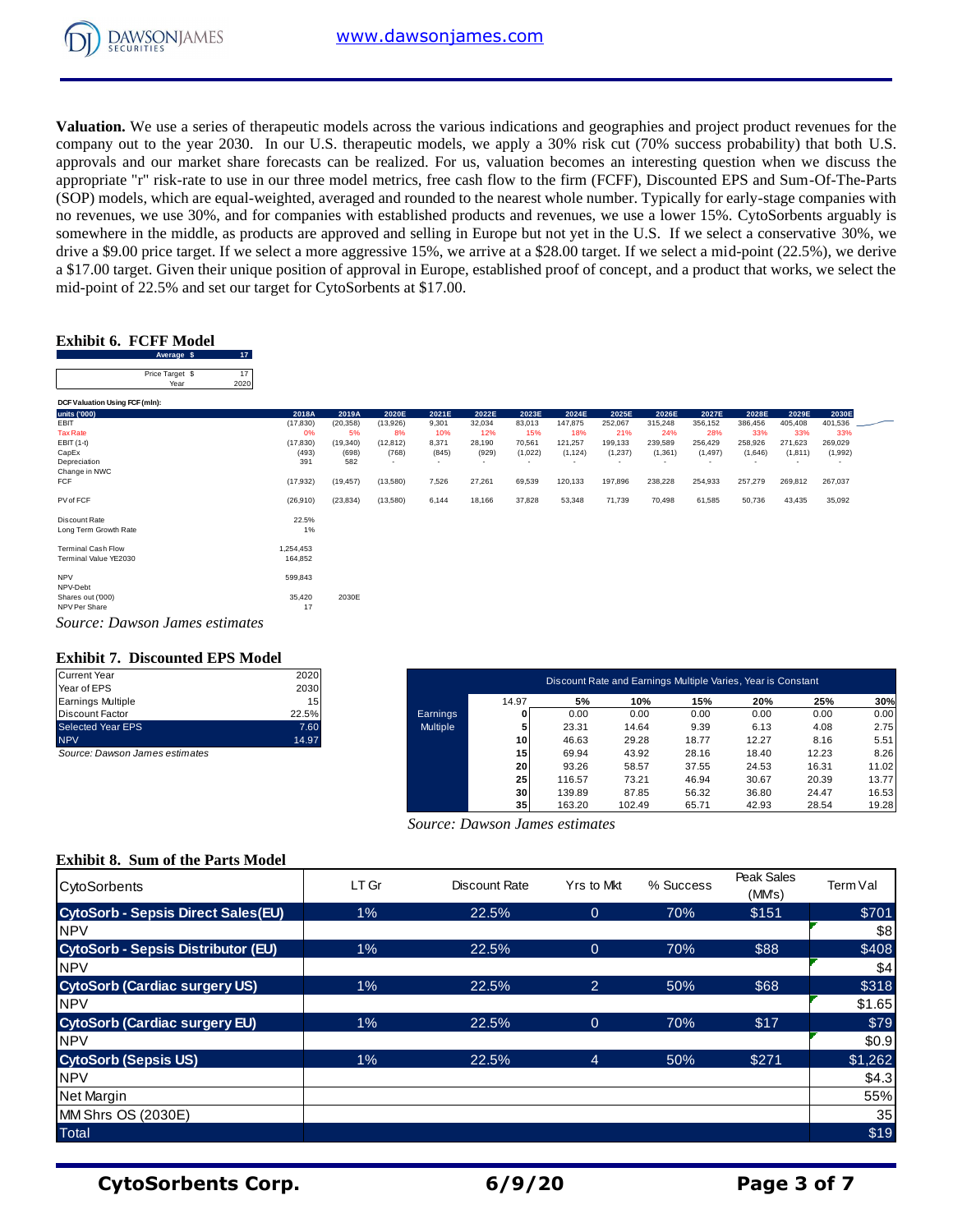**Valuation.** We use a series of therapeutic models across the various indications and geographies and project product revenues for the company out to the year 2030. In our U.S. therapeutic models, we apply a 30% risk cut (70% success probability) that both U.S. approvals and our market share forecasts can be realized. For us, valuation becomes an interesting question when we discuss the appropriate "r" risk-rate to use in our three model metrics, free cash flow to the firm (FCFF), Discounted EPS and Sum-Of-The-Parts (SOP) models, which are equal-weighted, averaged and rounded to the nearest whole number. Typically for early-stage companies with no revenues, we use 30%, and for companies with established products and revenues, we use a lower 15%. CytoSorbents arguably is somewhere in the middle, as products are approved and selling in Europe but not yet in the U.S. If we select a conservative 30%, we drive a $9.00 price target. If we select a more aggressive 15%, we arrive at a $28.00 target. If we select a mid-point (22.5%), we derive a $17.00 target. Given their unique position of approval in Europe, established proof of concept, and a product that works, we select the mid-point of 22.5% and set our target for CytoSorbents at $17.00.

### Exhibit 6. FCFF Model

| Average $ | 17 |
|---|---|
| Price Target $ | 17 |
| Year | 2020 |

DCF Valuation Using FCF (mln):

| units ('000) | 2018A | 2019A | 2020E | 2021E | 2022E | 2023E | 2024E | 2025E | 2026E | 2027E | 2028E | 2029E | 2030E |
|---|---|---|---|---|---|---|---|---|---|---|---|---|---|
| EBIT | (17,830) | (20,358) | (13,926) | 9,301 | 32,034 | 83,013 | 147,875 | 252,067 | 315,248 | 356,152 | 386,456 | 405,408 | 401,536 |
| Tax Rate | 0% | 5% | 8% | 10% | 12% | 15% | 18% | 21% | 24% | 28% | 33% | 33% | 33% |
| EBIT (1-t) | (17,830) | (19,340) | (12,812) | 8,371 | 28,190 | 70,561 | 121,257 | 199,133 | 239,589 | 256,429 | 258,926 | 271,623 | 269,029 |
| CapEx | (493) | (698) | (768) | (845) | (929) | (1,022) | (1,124) | (1,237) | (1,361) | (1,497) | (1,646) | (1,811) | (1,992) |
| Depreciation | 391 | 582 | - | - | - | - | - | - | - | - | - | - | - |
| Change in NWC | | | | | | | | | | | | | |
| FCF | (17,932) | (19,457) | (13,580) | 7,526 | 27,261 | 69,539 | 120,133 | 197,896 | 238,228 | 254,933 | 257,279 | 269,812 | 267,037 |
| PV of FCF | (26,910) | (23,834) | (13,580) | 6,144 | 18,166 | 37,828 | 53,348 | 71,739 | 70,498 | 61,585 | 50,736 | 43,435 | 35,092 |

| | | |
|---|---|---|
| Discount Rate | 22.5% | |
| Long Term Growth Rate | 1% | |
| Terminal Cash Flow | 1,254,453 | |
| Terminal Value YE2030 | 164,852 | |
| NPV | 599,843 | |
| NPV-Debt | | |
| Shares out ('000) | 35,420 | 2030E |
| NPV Per Share | 17 | |

*Source: Dawson James estimates*

### Exhibit 7. Discounted EPS Model

| | |
|---|---|
| Current Year | 2020 |
| Year of EPS | 2030 |
| Earnings Multiple | 15 |
| Discount Factor | 22.5% |
| Selected Year EPS | 7.60 |
| NPV | 14.97 |

*Source: Dawson James estimates*

| Discount Rate and Earnings Multiple Varies, Year is Constant | | | | | | | |
|---|---|---|---|---|---|---|---|
| | 14.97 | 5% | 10% | 15% | 20% | 25% | 30% |
| Earnings Multiple | 0 | 0.00 | 0.00 | 0.00 | 0.00 | 0.00 | 0.00 |
| | 5 | 23.31 | 14.64 | 9.39 | 6.13 | 4.08 | 2.75 |
| | 10 | 46.63 | 29.28 | 18.77 | 12.27 | 8.16 | 5.51 |
| | 15 | 69.94 | 43.92 | 28.16 | 18.40 | 12.23 | 8.26 |
| | 20 | 93.26 | 58.57 | 37.55 | 24.53 | 16.31 | 11.02 |
| | 25 | 116.57 | 73.21 | 46.94 | 30.67 | 20.39 | 13.77 |
| | 30 | 139.89 | 87.85 | 56.32 | 36.80 | 24.47 | 16.53 |
| | 35 | 163.20 | 102.49 | 65.71 | 42.93 | 28.54 | 19.28 |

*Source: Dawson James estimates*

### Exhibit 8. Sum of the Parts Model

| CytoSorbents | LT Gr | Discount Rate | Yrs to Mkt | % Success | Peak Sales (MM's) | Term Val |
|---|---|---|---|---|---|---|
| **CytoSorb - Sepsis Direct Sales(EU)** | 1% | 22.5% | 0 | 70% | $151 | $701 |
| NPV | | | | | | $8 |
| **CytoSorb - Sepsis Distributor (EU)** | 1% | 22.5% | 0 | 70% | $88 | $408 |
| NPV | | | | | | $4 |
| **CytoSorb (Cardiac surgery US)** | 1% | 22.5% | 2 | 50% | $68 | $318 |
| NPV | | | | | | $1.65 |
| **CytoSorb (Cardiac surgery EU)** | 1% | 22.5% | 0 | 70% | $17 | $79 |
| NPV | | | | | | $0.9 |
| **CytoSorb (Sepsis US)** | 1% | 22.5% | 4 | 50% | $271 | $1,262 |
| NPV | | | | | | $4.3 |
| Net Margin | | | | | | 55% |
| MM Shrs OS (2030E) | | | | | | 35 |
| Total | | | | | | $19 |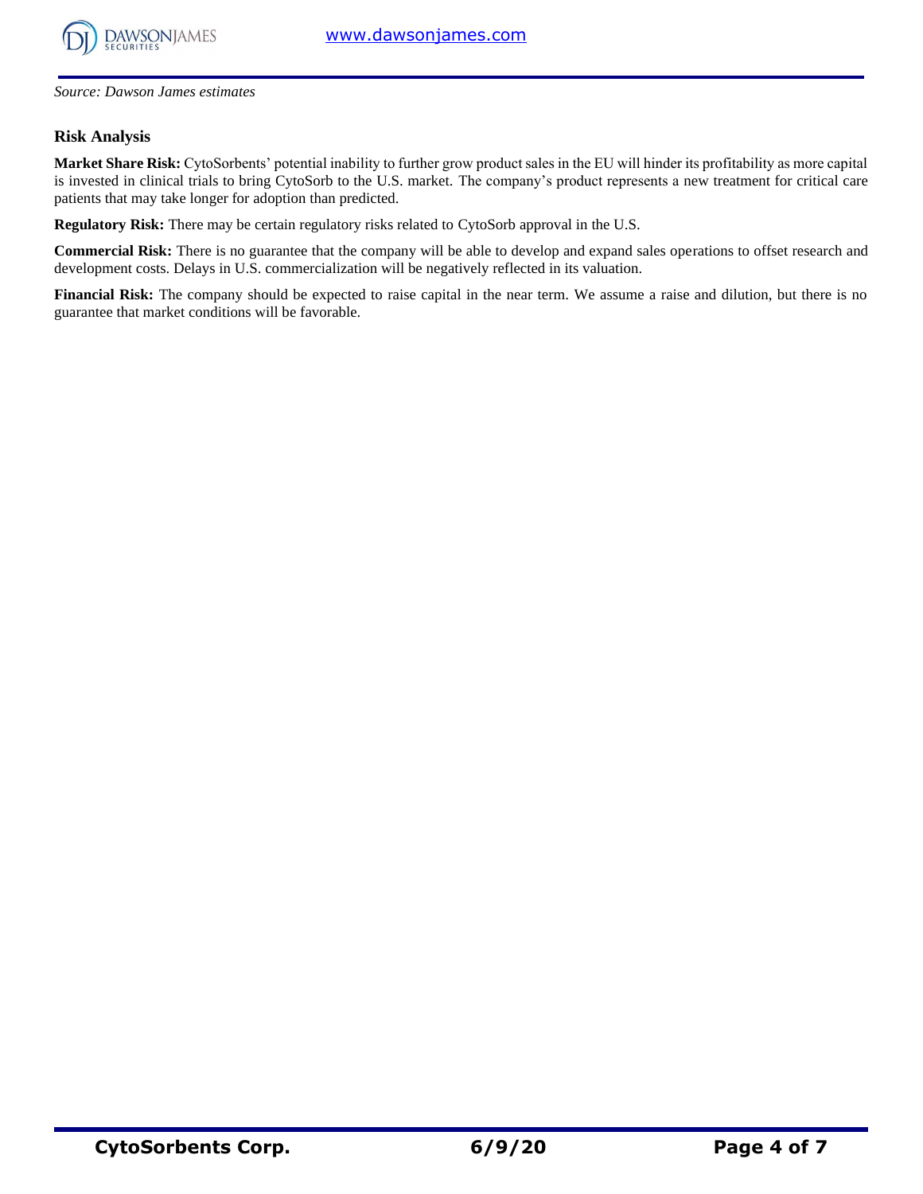*Source: Dawson James estimates*

## Risk Analysis

**Market Share Risk:** CytoSorbents' potential inability to further grow product sales in the EU will hinder its profitability as more capital is invested in clinical trials to bring CytoSorb to the U.S. market. The company's product represents a new treatment for critical care patients that may take longer for adoption than predicted.

**Regulatory Risk:** There may be certain regulatory risks related to CytoSorb approval in the U.S.

**Commercial Risk:** There is no guarantee that the company will be able to develop and expand sales operations to offset research and development costs. Delays in U.S. commercialization will be negatively reflected in its valuation.

**Financial Risk:** The company should be expected to raise capital in the near term. We assume a raise and dilution, but there is no guarantee that market conditions will be favorable.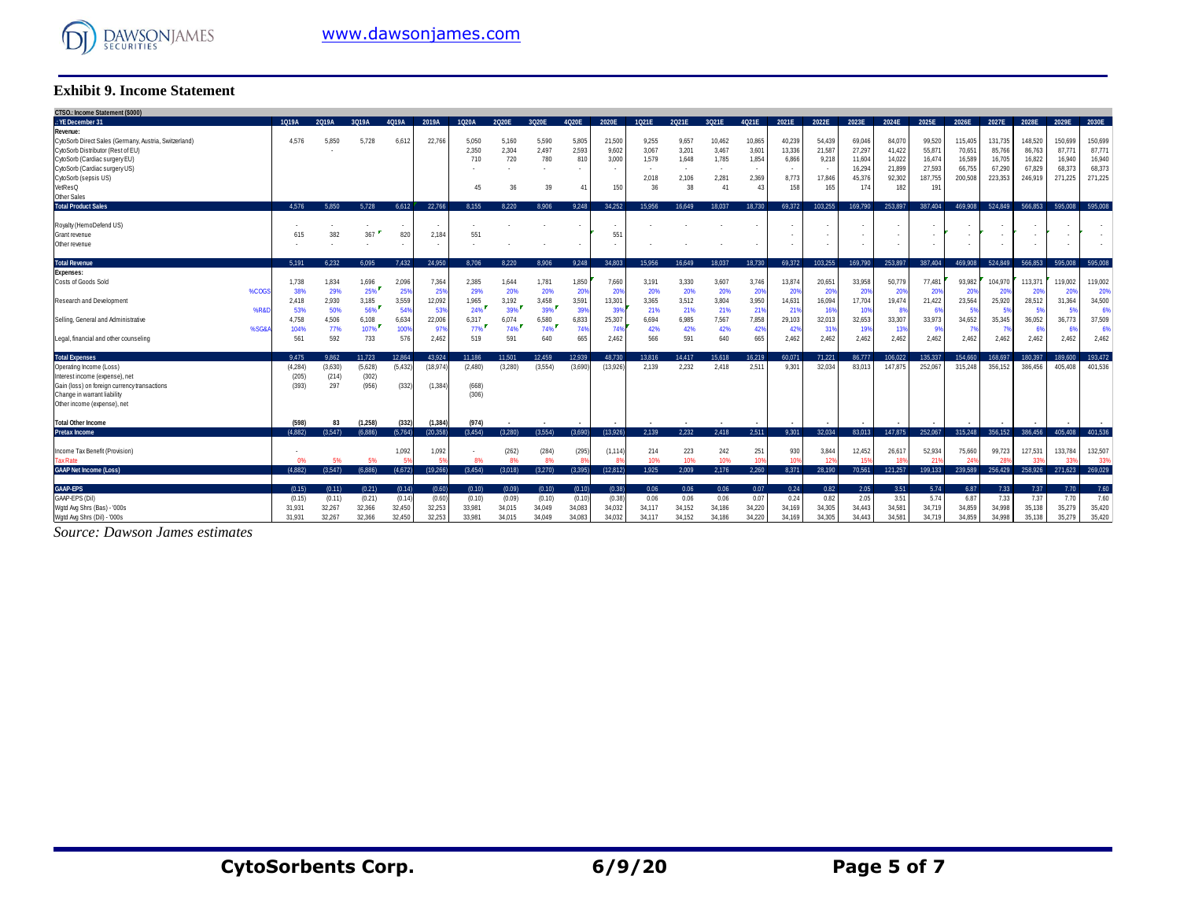## Exhibit 9. Income Statement

| CTSO.: Income Statement ($000) | | | | | | | | | | | | | | | | | | | | | | | | | |
|---|---|---|---|---|---|---|---|---|---|---|---|---|---|---|---|---|---|---|---|---|---|---|---|---|---|
| .: YE December 31 | 1Q19A | 2Q19A | 3Q19A | 4Q19A | 2019A | 1Q20A | 2Q20E | 3Q20E | 4Q20E | 2020E | 1Q21E | 2Q21E | 3Q21E | 4Q21E | 2021E | 2022E | 2023E | 2024E | 2025E | 2026E | 2027E | 2028E | 2029E | 2030E |
| Revenue: | | | | | | | | | | | | | | | | | | | | | | | | | |
| CytoSorb Direct Sales (Germany, Austria, Switzerland) | 4,576 | 5,850 | 5,728 | 6,612 | 22,766 | 5,050 | 5,160 | 5,590 | 5,805 | 21,500 | 9,255 | 9,657 | 10,462 | 10,865 | 40,239 | 54,439 | 69,046 | 84,070 | 99,520 | 115,405 | 131,735 | 148,520 | 150,699 | 150,699 |
| CytoSorb Distributor (Rest of EU) | | - | | | | 2,350 | 2,304 | 2,497 | 2,593 | 9,602 | 3,067 | 3,201 | 3,467 | 3,601 | 13,336 | 21,587 | 27,297 | 41,422 | 55,871 | 70,651 | 85,766 | 86,763 | 87,771 | 87,771 |
| CytoSorb (Cardiac surgery EU) | | | | | | 710 | 720 | 780 | 810 | 3,000 | 1,579 | 1,648 | 1,785 | 1,854 | 6,866 | 9,218 | 11,604 | 14,022 | 16,474 | 16,589 | 16,705 | 16,822 | 16,940 | 16,940 |
| CytoSorb (Cardiac surgery US) | | | | | | - | - | - | - | - | - | - | - | - | - | - | 16,294 | 21,899 | 27,593 | 66,755 | 67,290 | 67,829 | 68,373 | 68,373 |
| CytoSorb (sepsis US) | | | | | | | | | | | 2,018 | 2,106 | 2,281 | 2,369 | 8,773 | 17,846 | 45,376 | 92,302 | 187,755 | 200,508 | 223,353 | 246,919 | 271,225 | 271,225 |
| VetResQ | | | | | | 45 | 36 | 39 | 41 | 150 | 36 | 38 | 41 | 43 | 158 | 165 | 174 | 182 | 191 | | | | | |
| Other Sales | | | | | | | | | | | | | | | | | | | | | | | | |
| **Total Product Sales** | 4,576 | 5,850 | 5,728 | 6,612 | 22,766 | 8,155 | 8,220 | 8,906 | 9,248 | 34,252 | 15,956 | 16,649 | 18,037 | 18,730 | 69,372 | 103,255 | 169,790 | 253,897 | 387,404 | 469,908 | 524,849 | 566,853 | 595,008 | 595,008 |
| Royalty (HemoDefend US) | - | - | - | - | - | - | - | - | - | - | - | - | - | - | - | - | - | - | - | - | - | - | - | - |
| Grant revenue | 615 | 382 | 367 | 820 | 2,184 | 551 | | | | 551 | | | | | - | - | - | - | - | - | - | - | - | - |
| Other revenue | - | - | - | - | - | - | - | - | - | - | - | - | - | - | - | - | - | - | - | - | - | - | - | - |
| **Total Revenue** | 5,191 | 6,232 | 6,095 | 7,432 | 24,950 | 8,706 | 8,220 | 8,906 | 9,248 | 34,803 | 15,956 | 16,649 | 18,037 | 18,730 | 69,372 | 103,255 | 169,790 | 253,897 | 387,404 | 469,908 | 524,849 | 566,853 | 595,008 | 595,008 |
| Expenses: | | | | | | | | | | | | | | | | | | | | | | | | | |
| Costs of Goods Sold | 1,738 | 1,834 | 1,696 | 2,096 | 7,364 | 2,385 | 1,644 | 1,781 | 1,850 | 7,660 | 3,191 | 3,330 | 3,607 | 3,746 | 13,874 | 20,651 | 33,958 | 50,779 | 77,481 | 93,982 | 104,970 | 113,371 | 119,002 | 119,002 |
| %COGS | 38% | 29% | 25% | 25% | 25% | 29% | 20% | 20% | 20% | 20% | 20% | 20% | 20% | 20% | 20% | 20% | 20% | 20% | 20% | 20% | 20% | 20% | 20% | 20% |
| Research and Development | 2,418 | 2,930 | 3,185 | 3,559 | 12,092 | 1,965 | 3,192 | 3,458 | 3,591 | 13,301 | 3,365 | 3,512 | 3,804 | 3,950 | 14,631 | 16,094 | 17,704 | 19,474 | 21,422 | 23,564 | 25,920 | 28,512 | 31,364 | 34,500 |
| %R&D | 53% | 50% | 56% | 54% | 53% | 24% | 39% | 39% | 39% | 39% | 21% | 21% | 21% | 21% | 21% | 16% | 10% | 8% | 6% | 5% | 5% | 5% | 5% | 6% |
| Selling, General and Administrative | 4,758 | 4,506 | 6,108 | 6,634 | 22,006 | 6,317 | 6,074 | 6,580 | 6,833 | 25,307 | 6,694 | 6,985 | 7,567 | 7,858 | 29,103 | 32,013 | 32,653 | 33,307 | 33,973 | 34,652 | 35,345 | 36,052 | 36,773 | 37,509 |
| %SG&A | 104% | 77% | 107% | 100% | 97% | 77% | 74% | 74% | 74% | 74% | 42% | 42% | 42% | 42% | 42% | 31% | 19% | 13% | 9% | 7% | 7% | 6% | 6% | 6% |
| Legal, financial and other counseling | 561 | 592 | 733 | 576 | 2,462 | 519 | 591 | 640 | 665 | 2,462 | 566 | 591 | 640 | 665 | 2,462 | 2,462 | 2,462 | 2,462 | 2,462 | 2,462 | 2,462 | 2,462 | 2,462 | 2,462 |
| **Total Expenses** | 9,475 | 9,862 | 11,723 | 12,864 | 43,924 | 11,186 | 11,501 | 12,459 | 12,939 | 48,730 | 13,816 | 14,417 | 15,618 | 16,219 | 60,071 | 71,221 | 86,777 | 106,022 | 135,337 | 154,660 | 168,697 | 180,397 | 189,600 | 193,472 |
| Operating Income (Loss) | (4,284) | (3,630) | (5,628) | (5,432) | (18,974) | (2,480) | (3,280) | (3,554) | (3,690) | (13,926) | 2,139 | 2,232 | 2,418 | 2,511 | 9,301 | 32,034 | 83,013 | 147,875 | 252,067 | 315,248 | 356,152 | 386,456 | 405,408 | 401,536 |
| Interest income (expense), net | (205) | (214) | (302) | | | | | | | | | | | | | | | | | | | | | |
| Gain (loss) on foreign currency transactions | (393) | 297 | (956) | (332) | (1,384) | (668) | | | | | | | | | | | | | | | | | | |
| Change in warrant liability | | | | | | (306) | | | | | | | | | | | | | | | | | | |
| Other income (expense), net | | | | | | | | | | | | | | | | | | | | | | | | |
| **Total Other Income** | **(598)** | **83** | **(1,258)** | **(332)** | **(1,384)** | **(974)** | - | - | - | - | - | - | - | - | - | - | - | - | - | - | - | - | - | - |
| **Pretax Income** | (4,882) | (3,547) | (6,886) | (5,764) | (20,358) | (3,454) | (3,280) | (3,554) | (3,690) | (13,926) | 2,139 | 2,232 | 2,418 | 2,511 | 9,301 | 32,034 | 83,013 | 147,875 | 252,067 | 315,248 | 356,152 | 386,456 | 405,408 | 401,536 |
| Income Tax Benefit (Provision) | - | | | 1,092 | 1,092 | - | (262) | (284) | (295) | (1,114) | 214 | 223 | 242 | 251 | 930 | 3,844 | 12,452 | 26,617 | 52,934 | 75,660 | 99,723 | 127,531 | 133,784 | 132,507 |
| Tax Rate | 0% | 5% | 5% | 5% | 5% | 8% | 8% | 8% | 8% | 8% | 10% | 10% | 10% | 10% | 10% | 12% | 15% | 18% | 21% | 24% | 28% | 33% | 33% | 33% |
| **GAAP Net Income (Loss)** | (4,882) | (3,547) | (6,886) | (4,672) | (19,266) | (3,454) | (3,018) | (3,270) | (3,395) | (12,812) | 1,925 | 2,009 | 2,176 | 2,260 | 8,371 | 28,190 | 70,561 | 121,257 | 199,133 | 239,589 | 256,429 | 258,926 | 271,623 | 269,029 |
| **GAAP-EPS** | (0.15) | (0.11) | (0.21) | (0.14) | (0.60) | (0.10) | (0.09) | (0.10) | (0.10) | (0.38) | 0.06 | 0.06 | 0.06 | 0.07 | 0.24 | 0.82 | 2.05 | 3.51 | 5.74 | 6.87 | 7.33 | 7.37 | 7.70 | 7.60 |
| GAAP-EPS (Dil) | (0.15) | (0.11) | (0.21) | (0.14) | (0.60) | (0.10) | (0.09) | (0.10) | (0.10) | (0.38) | 0.06 | 0.06 | 0.06 | 0.07 | 0.24 | 0.82 | 2.05 | 3.51 | 5.74 | 6.87 | 7.33 | 7.37 | 7.70 | 7.60 |
| Wgtd Avg Shrs (Bas) - '000s | 31,931 | 32,267 | 32,366 | 32,450 | 32,253 | 33,981 | 34,015 | 34,049 | 34,083 | 34,032 | 34,117 | 34,152 | 34,186 | 34,220 | 34,169 | 34,305 | 34,443 | 34,581 | 34,719 | 34,859 | 34,998 | 35,138 | 35,279 | 35,420 |
| Wgtd Avg Shrs (Dil) - '000s | 31,931 | 32,267 | 32,366 | 32,450 | 32,253 | 33,981 | 34,015 | 34,049 | 34,083 | 34,032 | 34,117 | 34,152 | 34,186 | 34,220 | 34,169 | 34,305 | 34,443 | 34,581 | 34,719 | 34,859 | 34,998 | 35,138 | 35,279 | 35,420 |

*Source: Dawson James estimates*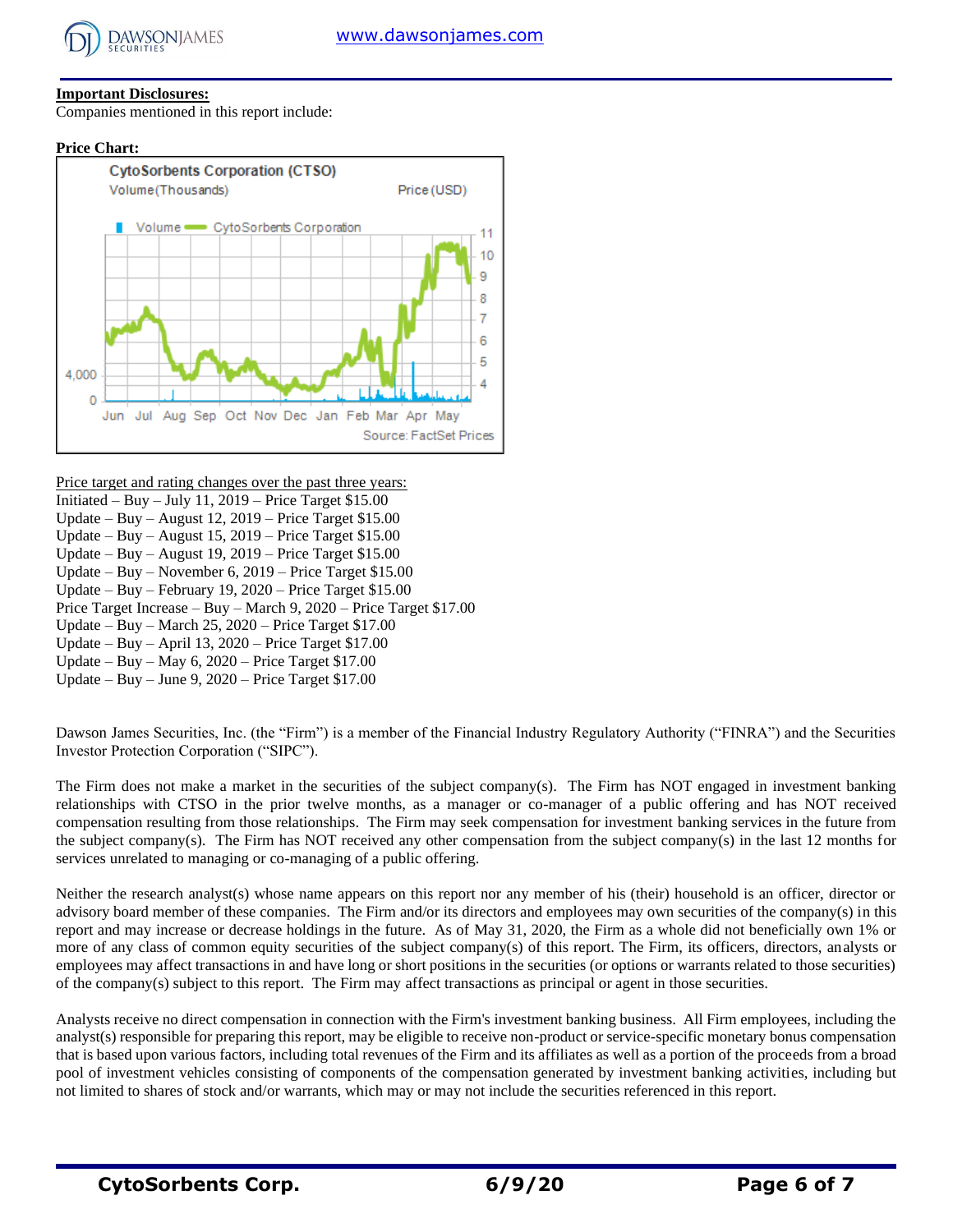**Important Disclosures:**

Companies mentioned in this report include:

**Price Chart:**

CytoSorbents Corporation (CTSO)

Volume (Thousands) Price (USD)

Volume CytoSorbents Corporation

Jun Jul Aug Sep Oct Nov Dec Jan Feb Mar Apr May

Source: FactSet Prices

Price target and rating changes over the past three years:

Initiated – Buy – July 11, 2019 – Price Target $15.00
Update – Buy – August 12, 2019 – Price Target $15.00
Update – Buy – August 15, 2019 – Price Target $15.00
Update – Buy – August 19, 2019 – Price Target $15.00
Update – Buy – November 6, 2019 – Price Target $15.00
Update – Buy – February 19, 2020 – Price Target $15.00
Price Target Increase – Buy – March 9, 2020 – Price Target $17.00
Update – Buy – March 25, 2020 – Price Target $17.00
Update – Buy – April 13, 2020 – Price Target $17.00
Update – Buy – May 6, 2020 – Price Target $17.00
Update – Buy – June 9, 2020 – Price Target $17.00

Dawson James Securities, Inc. (the "Firm") is a member of the Financial Industry Regulatory Authority ("FINRA") and the Securities Investor Protection Corporation ("SIPC").

The Firm does not make a market in the securities of the subject company(s). The Firm has NOT engaged in investment banking relationships with CTSO in the prior twelve months, as a manager or co-manager of a public offering and has NOT received compensation resulting from those relationships. The Firm may seek compensation for investment banking services in the future from the subject company(s). The Firm has NOT received any other compensation from the subject company(s) in the last 12 months for services unrelated to managing or co-managing of a public offering.

Neither the research analyst(s) whose name appears on this report nor any member of his (their) household is an officer, director or advisory board member of these companies. The Firm and/or its directors and employees may own securities of the company(s) in this report and may increase or decrease holdings in the future. As of May 31, 2020, the Firm as a whole did not beneficially own 1% or more of any class of common equity securities of the subject company(s) of this report. The Firm, its officers, directors, analysts or employees may affect transactions in and have long or short positions in the securities (or options or warrants related to those securities) of the company(s) subject to this report. The Firm may affect transactions as principal or agent in those securities.

Analysts receive no direct compensation in connection with the Firm's investment banking business. All Firm employees, including the analyst(s) responsible for preparing this report, may be eligible to receive non-product or service-specific monetary bonus compensation that is based upon various factors, including total revenues of the Firm and its affiliates as well as a portion of the proceeds from a broad pool of investment vehicles consisting of components of the compensation generated by investment banking activities, including but not limited to shares of stock and/or warrants, which may or may not include the securities referenced in this report.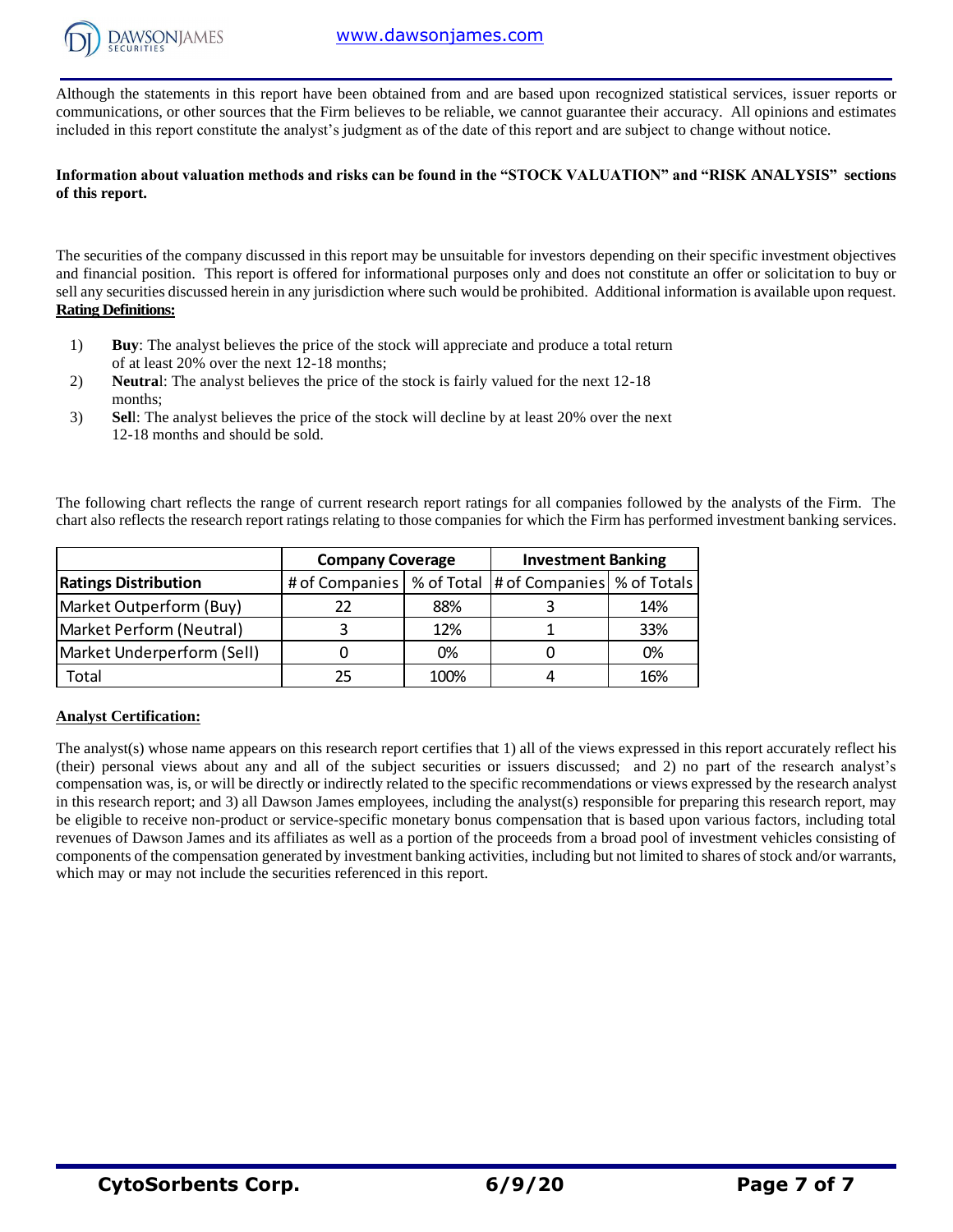Although the statements in this report have been obtained from and are based upon recognized statistical services, issuer reports or communications, or other sources that the Firm believes to be reliable, we cannot guarantee their accuracy. All opinions and estimates included in this report constitute the analyst's judgment as of the date of this report and are subject to change without notice.

**Information about valuation methods and risks can be found in the "STOCK VALUATION" and "RISK ANALYSIS" sections of this report.**

The securities of the company discussed in this report may be unsuitable for investors depending on their specific investment objectives and financial position. This report is offered for informational purposes only and does not constitute an offer or solicitation to buy or sell any securities discussed herein in any jurisdiction where such would be prohibited. Additional information is available upon request.

**Rating Definitions:**

1) **Buy**: The analyst believes the price of the stock will appreciate and produce a total return of at least 20% over the next 12-18 months;
2) **Neutral**: The analyst believes the price of the stock is fairly valued for the next 12-18 months;
3) **Sell**: The analyst believes the price of the stock will decline by at least 20% over the next 12-18 months and should be sold.

The following chart reflects the range of current research report ratings for all companies followed by the analysts of the Firm. The chart also reflects the research report ratings relating to those companies for which the Firm has performed investment banking services.

| | Company Coverage | | Investment Banking | |
|---|---|---|---|---|
| **Ratings Distribution** | # of Companies | % of Total | # of Companies | % of Totals |
| Market Outperform (Buy) | 22 | 88% | 3 | 14% |
| Market Perform (Neutral) | 3 | 12% | 1 | 33% |
| Market Underperform (Sell) | 0 | 0% | 0 | 0% |
| Total | 25 | 100% | 4 | 16% |

**Analyst Certification:**

The analyst(s) whose name appears on this research report certifies that 1) all of the views expressed in this report accurately reflect his (their) personal views about any and all of the subject securities or issuers discussed; and 2) no part of the research analyst's compensation was, is, or will be directly or indirectly related to the specific recommendations or views expressed by the research analyst in this research report; and 3) all Dawson James employees, including the analyst(s) responsible for preparing this research report, may be eligible to receive non-product or service-specific monetary bonus compensation that is based upon various factors, including total revenues of Dawson James and its affiliates as well as a portion of the proceeds from a broad pool of investment vehicles consisting of components of the compensation generated by investment banking activities, including but not limited to shares of stock and/or warrants, which may or may not include the securities referenced in this report.